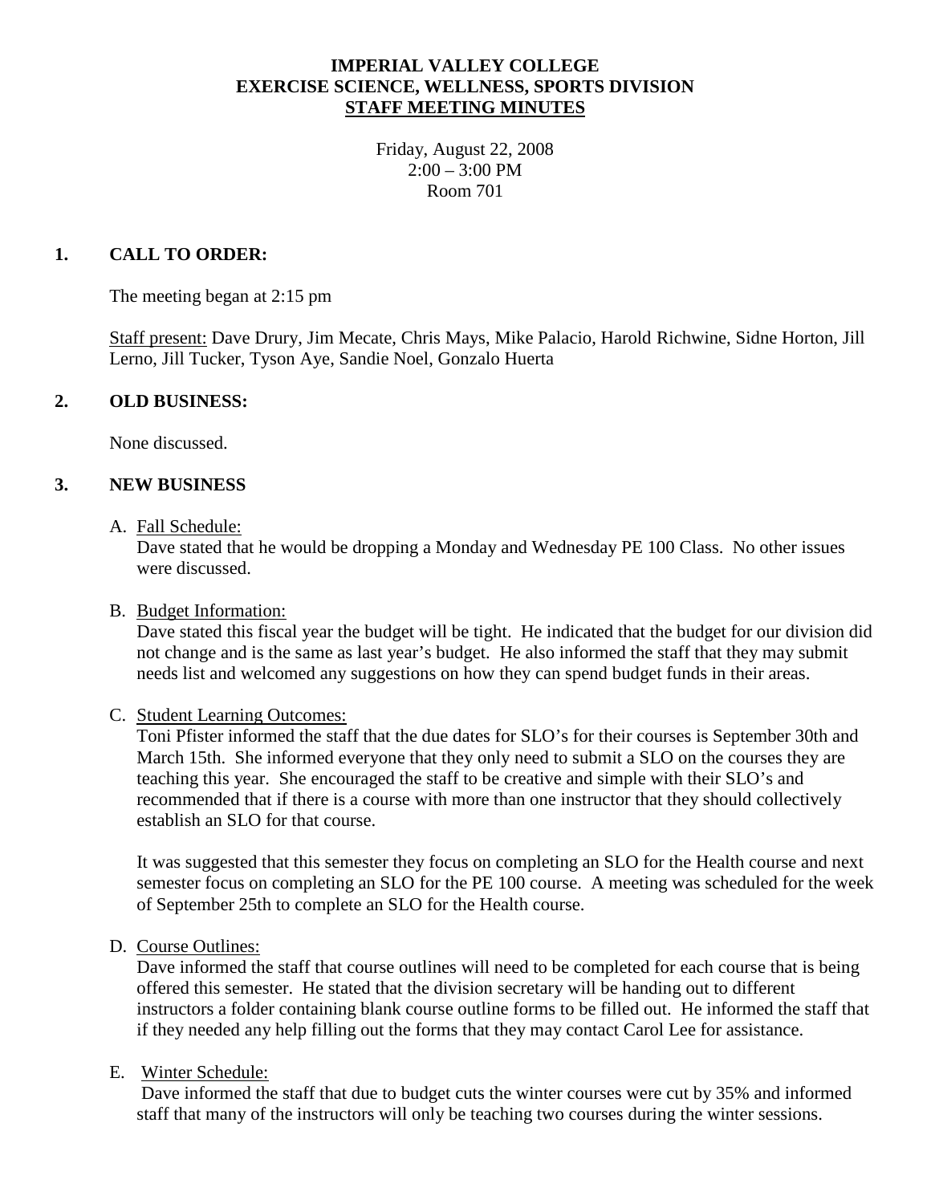# IMPERIAL VALLEY COLLEGE
## EXERCISE SCIENCE, WELLNESS, SPORTS DIVISION
## STAFF MEETING MINUTES

Friday, August 22, 2008
2:00 – 3:00 PM
Room 701

### 1. CALL TO ORDER:

The meeting began at 2:15 pm

Staff present: Dave Drury, Jim Mecate, Chris Mays, Mike Palacio, Harold Richwine, Sidne Horton, Jill Lerno, Jill Tucker, Tyson Aye, Sandie Noel, Gonzalo Huerta

### 2. OLD BUSINESS:

None discussed.

### 3. NEW BUSINESS

A. Fall Schedule:
Dave stated that he would be dropping a Monday and Wednesday PE 100 Class. No other issues were discussed.

B. Budget Information:
Dave stated this fiscal year the budget will be tight. He indicated that the budget for our division did not change and is the same as last year's budget. He also informed the staff that they may submit needs list and welcomed any suggestions on how they can spend budget funds in their areas.

C. Student Learning Outcomes:
Toni Pfister informed the staff that the due dates for SLO's for their courses is September 30th and March 15th. She informed everyone that they only need to submit a SLO on the courses they are teaching this year. She encouraged the staff to be creative and simple with their SLO's and recommended that if there is a course with more than one instructor that they should collectively establish an SLO for that course.

It was suggested that this semester they focus on completing an SLO for the Health course and next semester focus on completing an SLO for the PE 100 course. A meeting was scheduled for the week of September 25th to complete an SLO for the Health course.

D. Course Outlines:
Dave informed the staff that course outlines will need to be completed for each course that is being offered this semester. He stated that the division secretary will be handing out to different instructors a folder containing blank course outline forms to be filled out. He informed the staff that if they needed any help filling out the forms that they may contact Carol Lee for assistance.

E. Winter Schedule:
Dave informed the staff that due to budget cuts the winter courses were cut by 35% and informed staff that many of the instructors will only be teaching two courses during the winter sessions.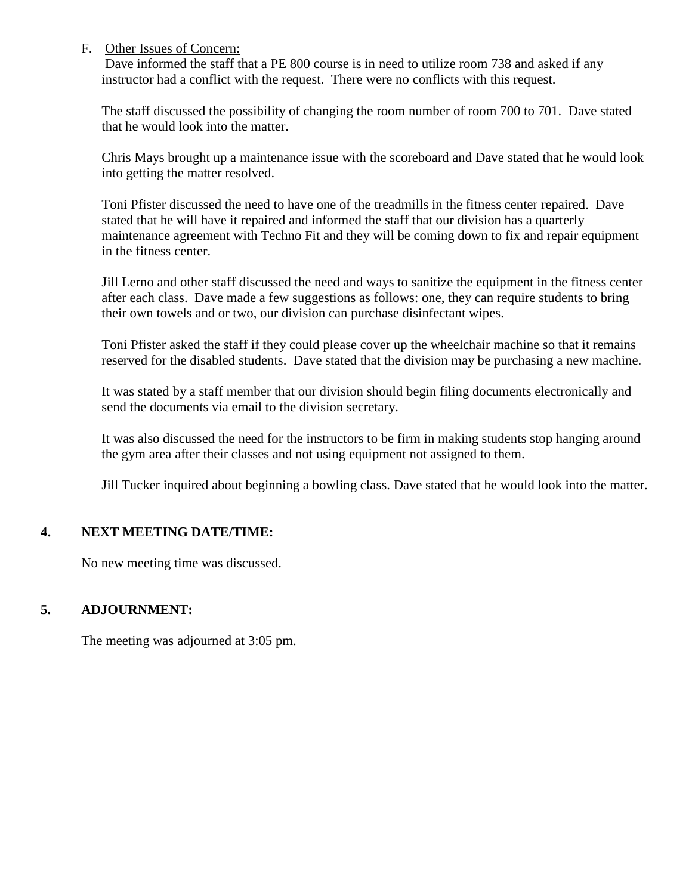F. <u>Other Issues of Concern:</u>

Dave informed the staff that a PE 800 course is in need to utilize room 738 and asked if any instructor had a conflict with the request. There were no conflicts with this request.

The staff discussed the possibility of changing the room number of room 700 to 701. Dave stated that he would look into the matter.

Chris Mays brought up a maintenance issue with the scoreboard and Dave stated that he would look into getting the matter resolved.

Toni Pfister discussed the need to have one of the treadmills in the fitness center repaired. Dave stated that he will have it repaired and informed the staff that our division has a quarterly maintenance agreement with Techno Fit and they will be coming down to fix and repair equipment in the fitness center.

Jill Lerno and other staff discussed the need and ways to sanitize the equipment in the fitness center after each class. Dave made a few suggestions as follows: one, they can require students to bring their own towels and or two, our division can purchase disinfectant wipes.

Toni Pfister asked the staff if they could please cover up the wheelchair machine so that it remains reserved for the disabled students. Dave stated that the division may be purchasing a new machine.

It was stated by a staff member that our division should begin filing documents electronically and send the documents via email to the division secretary.

It was also discussed the need for the instructors to be firm in making students stop hanging around the gym area after their classes and not using equipment not assigned to them.

Jill Tucker inquired about beginning a bowling class. Dave stated that he would look into the matter.

## 4. NEXT MEETING DATE/TIME:

No new meeting time was discussed.

## 5. ADJOURNMENT:

The meeting was adjourned at 3:05 pm.